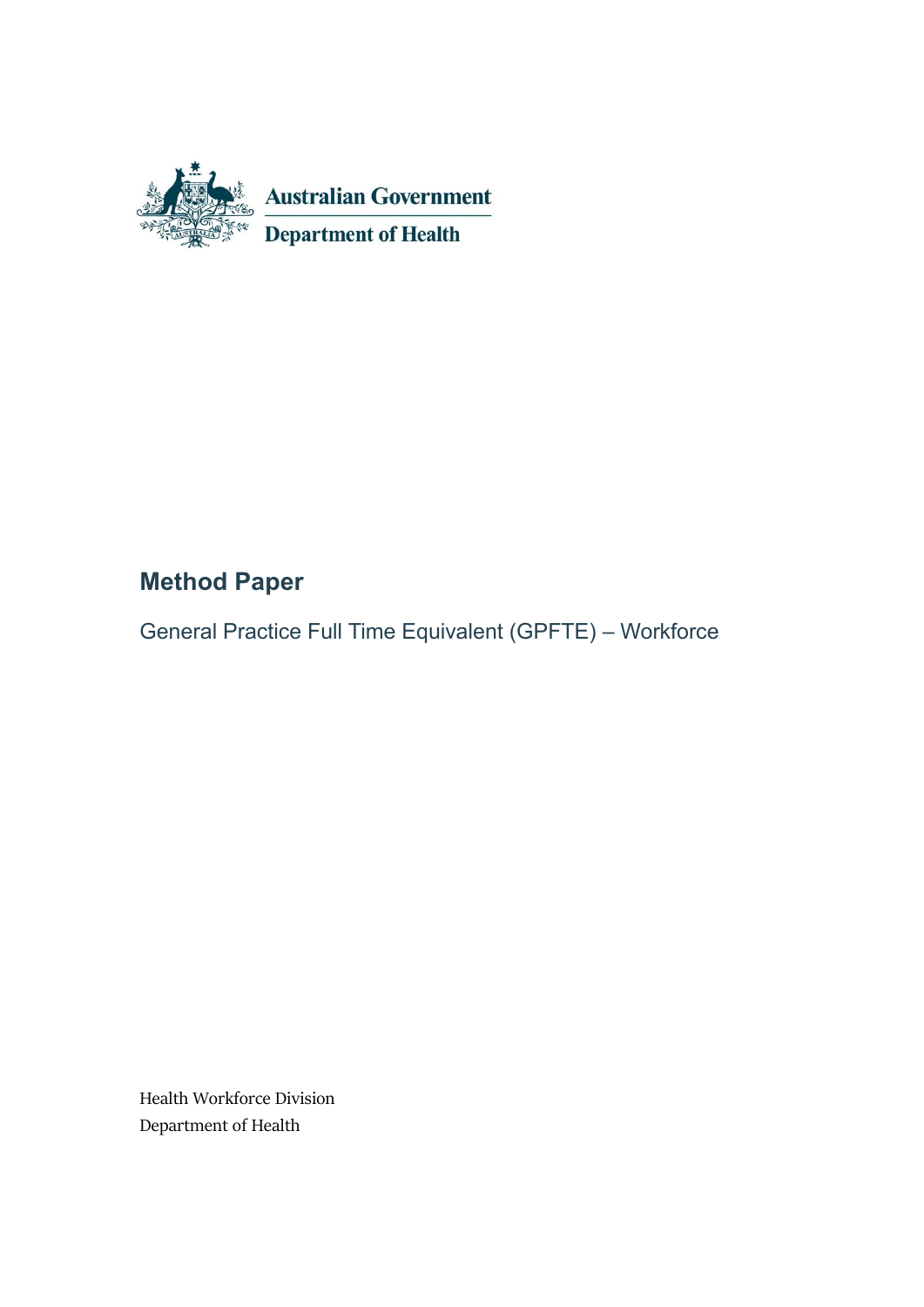Australian Government

Department of Health

# Method Paper

General Practice Full Time Equivalent (GPFTE) – Workforce

Health Workforce Division

Department of Health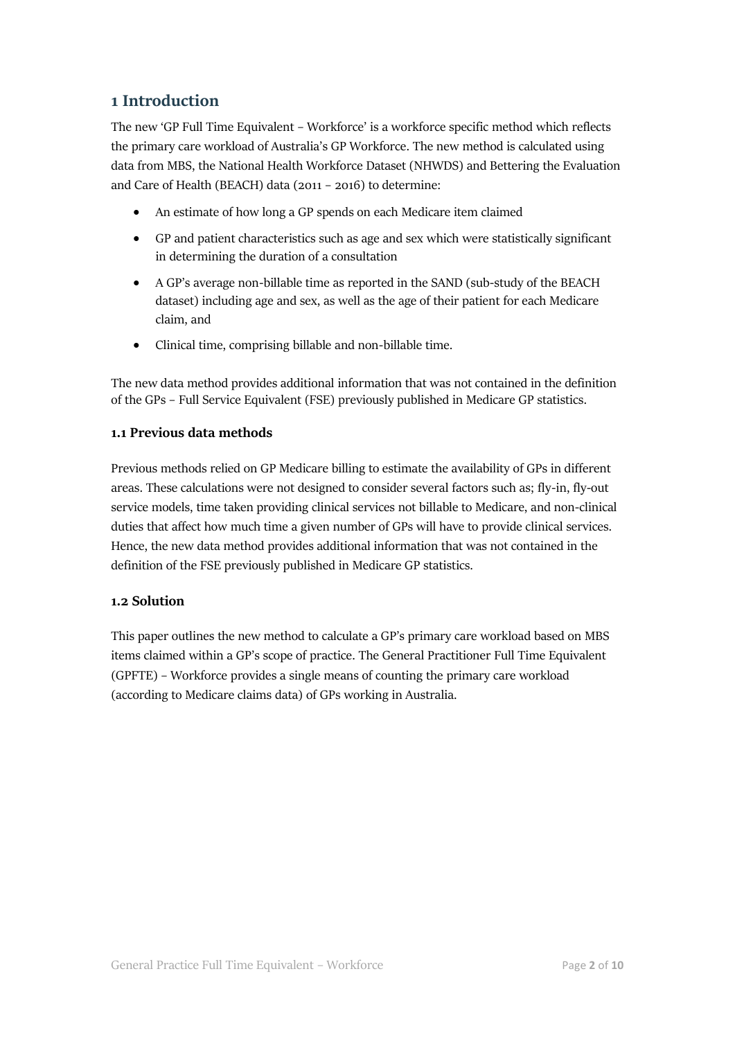# 1 Introduction

The new 'GP Full Time Equivalent – Workforce' is a workforce specific method which reflects the primary care workload of Australia's GP Workforce. The new method is calculated using data from MBS, the National Health Workforce Dataset (NHWDS) and Bettering the Evaluation and Care of Health (BEACH) data (2011 – 2016) to determine:

- An estimate of how long a GP spends on each Medicare item claimed
- GP and patient characteristics such as age and sex which were statistically significant in determining the duration of a consultation
- A GP's average non-billable time as reported in the SAND (sub-study of the BEACH dataset) including age and sex, as well as the age of their patient for each Medicare claim, and
- Clinical time, comprising billable and non-billable time.

The new data method provides additional information that was not contained in the definition of the GPs – Full Service Equivalent (FSE) previously published in Medicare GP statistics.

### 1.1 Previous data methods

Previous methods relied on GP Medicare billing to estimate the availability of GPs in different areas. These calculations were not designed to consider several factors such as; fly-in, fly-out service models, time taken providing clinical services not billable to Medicare, and non-clinical duties that affect how much time a given number of GPs will have to provide clinical services. Hence, the new data method provides additional information that was not contained in the definition of the FSE previously published in Medicare GP statistics.

### 1.2 Solution

This paper outlines the new method to calculate a GP's primary care workload based on MBS items claimed within a GP's scope of practice. The General Practitioner Full Time Equivalent (GPFTE) – Workforce provides a single means of counting the primary care workload (according to Medicare claims data) of GPs working in Australia.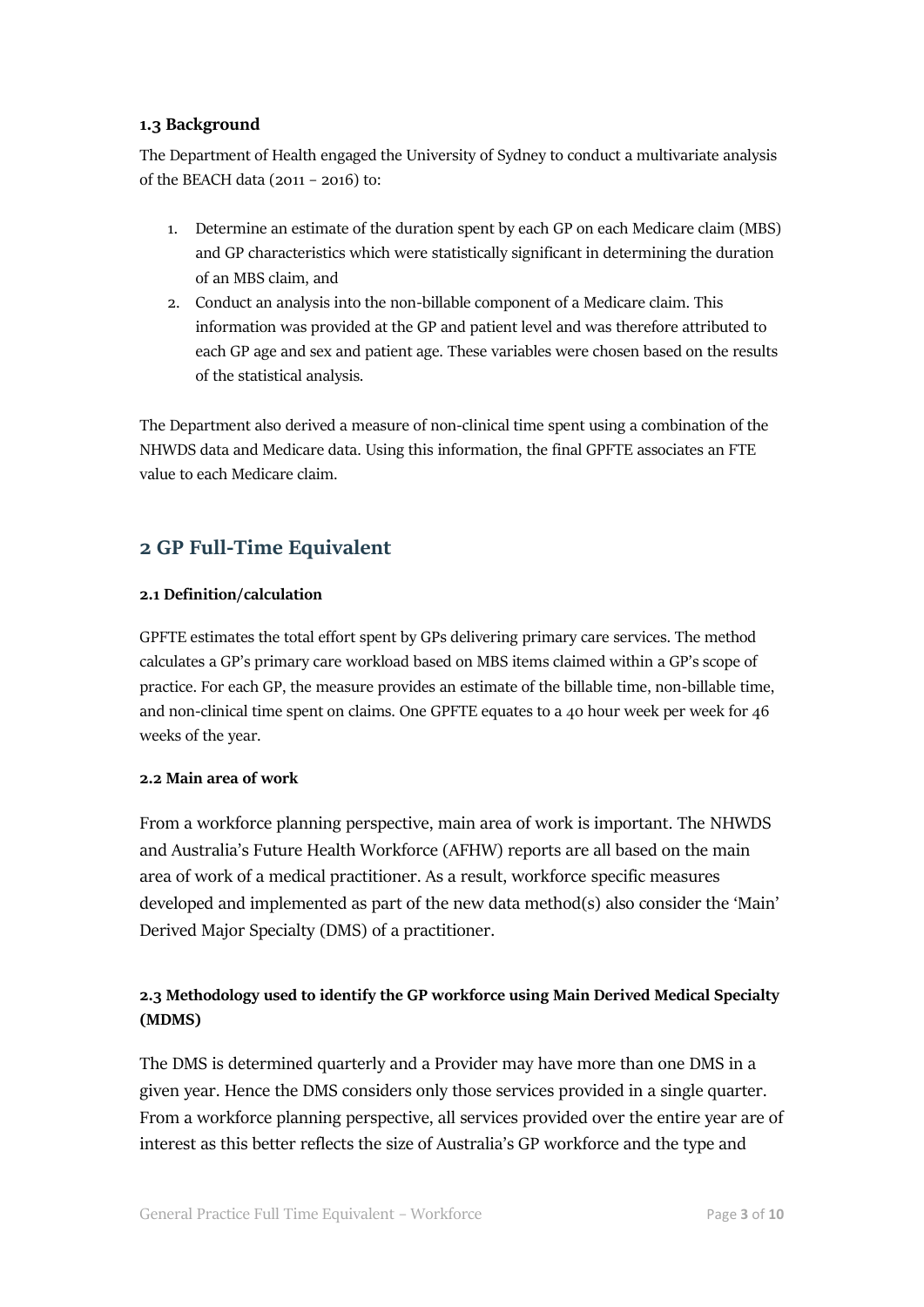### 1.3 Background

The Department of Health engaged the University of Sydney to conduct a multivariate analysis of the BEACH data (2011 – 2016) to:

1. Determine an estimate of the duration spent by each GP on each Medicare claim (MBS) and GP characteristics which were statistically significant in determining the duration of an MBS claim, and
2. Conduct an analysis into the non-billable component of a Medicare claim. This information was provided at the GP and patient level and was therefore attributed to each GP age and sex and patient age. These variables were chosen based on the results of the statistical analysis.

The Department also derived a measure of non-clinical time spent using a combination of the NHWDS data and Medicare data. Using this information, the final GPFTE associates an FTE value to each Medicare claim.

## 2 GP Full-Time Equivalent

### 2.1 Definition/calculation

GPFTE estimates the total effort spent by GPs delivering primary care services. The method calculates a GP's primary care workload based on MBS items claimed within a GP's scope of practice. For each GP, the measure provides an estimate of the billable time, non-billable time, and non-clinical time spent on claims. One GPFTE equates to a 40 hour week per week for 46 weeks of the year.

### 2.2 Main area of work

From a workforce planning perspective, main area of work is important. The NHWDS and Australia's Future Health Workforce (AFHW) reports are all based on the main area of work of a medical practitioner. As a result, workforce specific measures developed and implemented as part of the new data method(s) also consider the 'Main' Derived Major Specialty (DMS) of a practitioner.

### 2.3 Methodology used to identify the GP workforce using Main Derived Medical Specialty (MDMS)

The DMS is determined quarterly and a Provider may have more than one DMS in a given year. Hence the DMS considers only those services provided in a single quarter. From a workforce planning perspective, all services provided over the entire year are of interest as this better reflects the size of Australia's GP workforce and the type and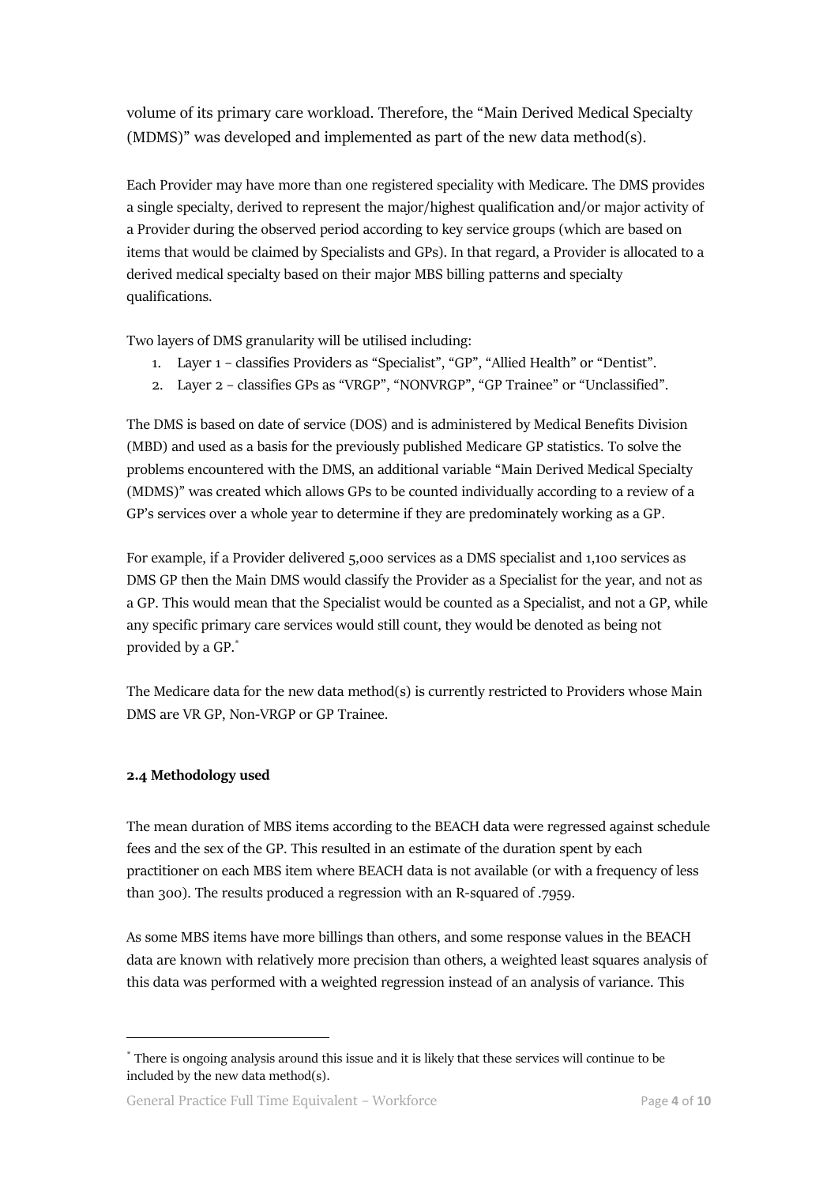volume of its primary care workload. Therefore, the "Main Derived Medical Specialty (MDMS)" was developed and implemented as part of the new data method(s).

Each Provider may have more than one registered speciality with Medicare. The DMS provides a single specialty, derived to represent the major/highest qualification and/or major activity of a Provider during the observed period according to key service groups (which are based on items that would be claimed by Specialists and GPs). In that regard, a Provider is allocated to a derived medical specialty based on their major MBS billing patterns and specialty qualifications.

Two layers of DMS granularity will be utilised including:

1. Layer 1 – classifies Providers as "Specialist", "GP", "Allied Health" or "Dentist".
2. Layer 2 – classifies GPs as "VRGP", "NONVRGP", "GP Trainee" or "Unclassified".

The DMS is based on date of service (DOS) and is administered by Medical Benefits Division (MBD) and used as a basis for the previously published Medicare GP statistics. To solve the problems encountered with the DMS, an additional variable "Main Derived Medical Specialty (MDMS)" was created which allows GPs to be counted individually according to a review of a GP's services over a whole year to determine if they are predominately working as a GP.

For example, if a Provider delivered 5,000 services as a DMS specialist and 1,100 services as DMS GP then the Main DMS would classify the Provider as a Specialist for the year, and not as a GP. This would mean that the Specialist would be counted as a Specialist, and not a GP, while any specific primary care services would still count, they would be denoted as being not provided by a GP.[*]

The Medicare data for the new data method(s) is currently restricted to Providers whose Main DMS are VR GP, Non-VRGP or GP Trainee.

**2.4 Methodology used**

The mean duration of MBS items according to the BEACH data were regressed against schedule fees and the sex of the GP. This resulted in an estimate of the duration spent by each practitioner on each MBS item where BEACH data is not available (or with a frequency of less than 300). The results produced a regression with an R-squared of .7959.

As some MBS items have more billings than others, and some response values in the BEACH data are known with relatively more precision than others, a weighted least squares analysis of this data was performed with a weighted regression instead of an analysis of variance. This

---

[*] There is ongoing analysis around this issue and it is likely that these services will continue to be included by the new data method(s).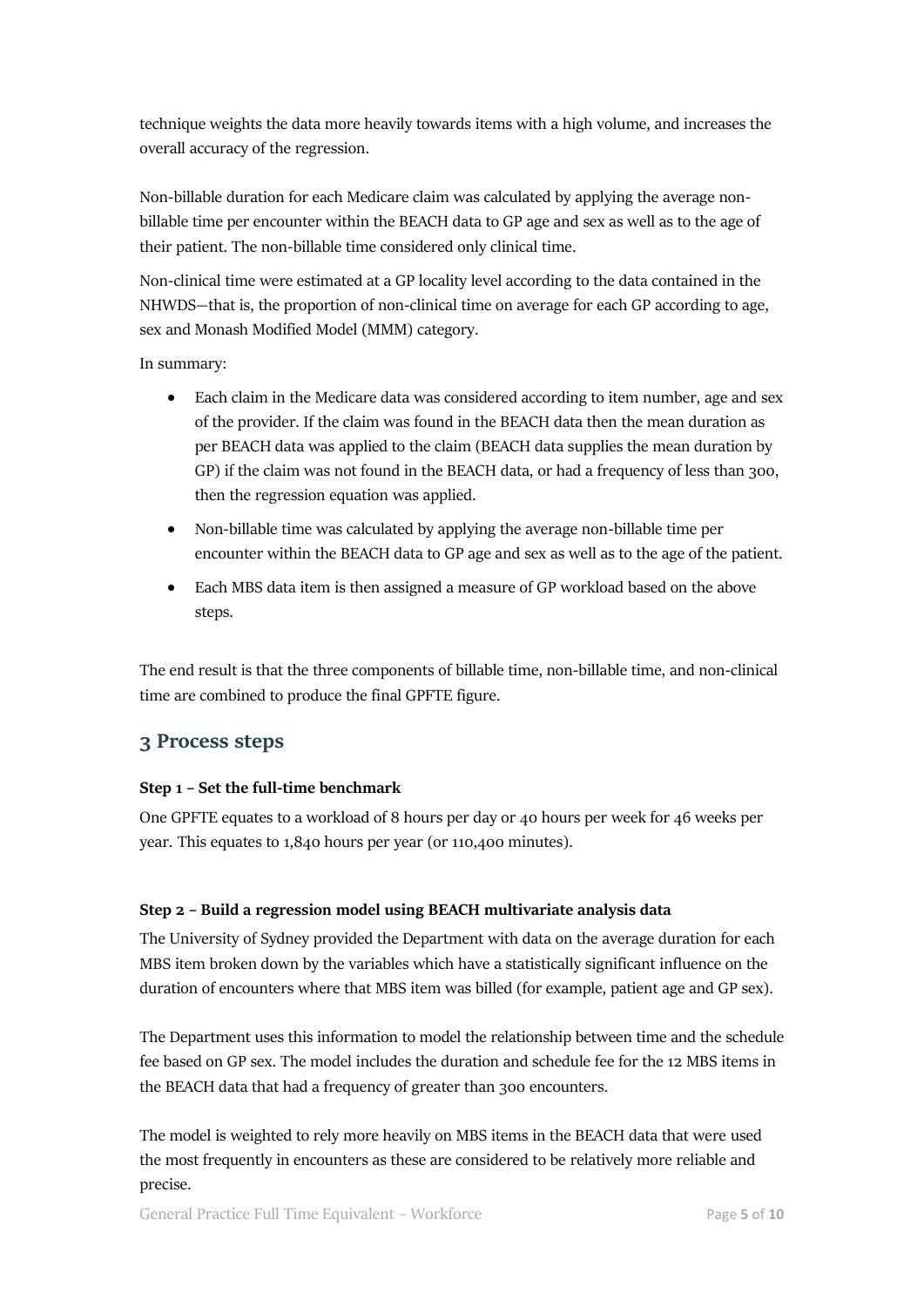technique weights the data more heavily towards items with a high volume, and increases the overall accuracy of the regression.

Non-billable duration for each Medicare claim was calculated by applying the average non-billable time per encounter within the BEACH data to GP age and sex as well as to the age of their patient. The non-billable time considered only clinical time.

Non-clinical time were estimated at a GP locality level according to the data contained in the NHWDS—that is, the proportion of non-clinical time on average for each GP according to age, sex and Monash Modified Model (MMM) category.

In summary:

- Each claim in the Medicare data was considered according to item number, age and sex of the provider. If the claim was found in the BEACH data then the mean duration as per BEACH data was applied to the claim (BEACH data supplies the mean duration by GP) if the claim was not found in the BEACH data, or had a frequency of less than 300, then the regression equation was applied.
- Non-billable time was calculated by applying the average non-billable time per encounter within the BEACH data to GP age and sex as well as to the age of the patient.
- Each MBS data item is then assigned a measure of GP workload based on the above steps.

The end result is that the three components of billable time, non-billable time, and non-clinical time are combined to produce the final GPFTE figure.

## 3 Process steps

**Step 1 – Set the full-time benchmark**

One GPFTE equates to a workload of 8 hours per day or 40 hours per week for 46 weeks per year. This equates to 1,840 hours per year (or 110,400 minutes).

**Step 2 – Build a regression model using BEACH multivariate analysis data**

The University of Sydney provided the Department with data on the average duration for each MBS item broken down by the variables which have a statistically significant influence on the duration of encounters where that MBS item was billed (for example, patient age and GP sex).

The Department uses this information to model the relationship between time and the schedule fee based on GP sex. The model includes the duration and schedule fee for the 12 MBS items in the BEACH data that had a frequency of greater than 300 encounters.

The model is weighted to rely more heavily on MBS items in the BEACH data that were used the most frequently in encounters as these are considered to be relatively more reliable and precise.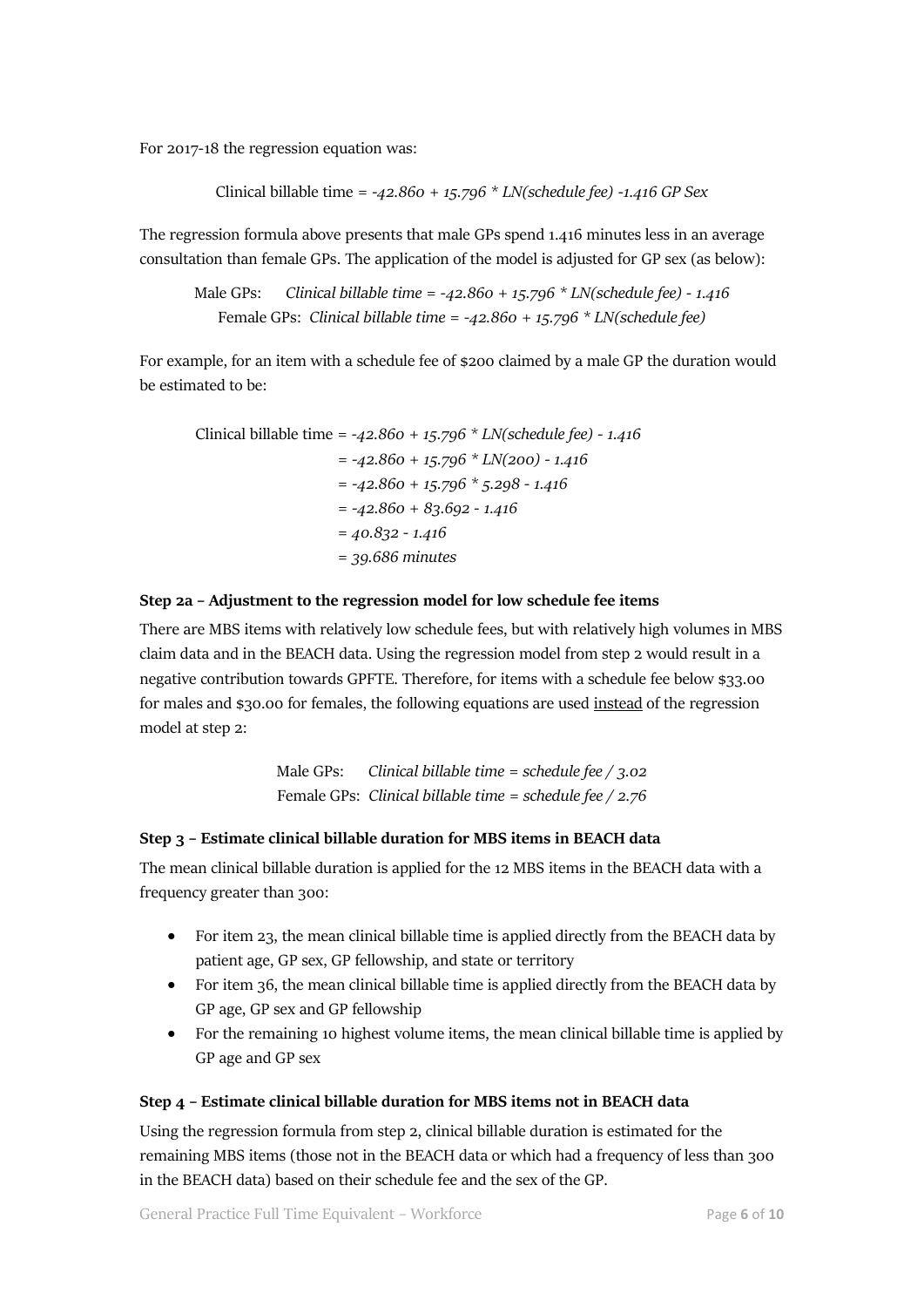For 2017-18 the regression equation was:

$$\text{Clinical billable time} = -42.860 + 15.796 * LN(\text{schedule fee}) -1.416\ \text{GP Sex}$$

The regression formula above presents that male GPs spend 1.416 minutes less in an average consultation than female GPs. The application of the model is adjusted for GP sex (as below):

Male GPs: $\text{Clinical billable time} = -42.860 + 15.796 * LN(\text{schedule fee}) - 1.416$

Female GPs: $\text{Clinical billable time} = -42.860 + 15.796 * LN(\text{schedule fee})$

For example, for an item with a schedule fee of $200 claimed by a male GP the duration would be estimated to be:

$$\begin{aligned}
\text{Clinical billable time} &= -42.860 + 15.796 * LN(\text{schedule fee}) - 1.416 \\
&= -42.860 + 15.796 * LN(200) - 1.416 \\
&= -42.860 + 15.796 * 5.298 - 1.416 \\
&= -42.860 + 83.692 - 1.416 \\
&= 40.832 - 1.416 \\
&= 39.686 \text{ minutes}
\end{aligned}$$

**Step 2a – Adjustment to the regression model for low schedule fee items**

There are MBS items with relatively low schedule fees, but with relatively high volumes in MBS claim data and in the BEACH data. Using the regression model from step 2 would result in a negative contribution towards GPFTE. Therefore, for items with a schedule fee below $33.00 for males and $30.00 for females, the following equations are used <u>instead</u> of the regression model at step 2:

Male GPs: $\text{Clinical billable time} = \text{schedule fee} / 3.02$

Female GPs: $\text{Clinical billable time} = \text{schedule fee} / 2.76$

**Step 3 – Estimate clinical billable duration for MBS items in BEACH data**

The mean clinical billable duration is applied for the 12 MBS items in the BEACH data with a frequency greater than 300:

- For item 23, the mean clinical billable time is applied directly from the BEACH data by patient age, GP sex, GP fellowship, and state or territory
- For item 36, the mean clinical billable time is applied directly from the BEACH data by GP age, GP sex and GP fellowship
- For the remaining 10 highest volume items, the mean clinical billable time is applied by GP age and GP sex

**Step 4 – Estimate clinical billable duration for MBS items not in BEACH data**

Using the regression formula from step 2, clinical billable duration is estimated for the remaining MBS items (those not in the BEACH data or which had a frequency of less than 300 in the BEACH data) based on their schedule fee and the sex of the GP.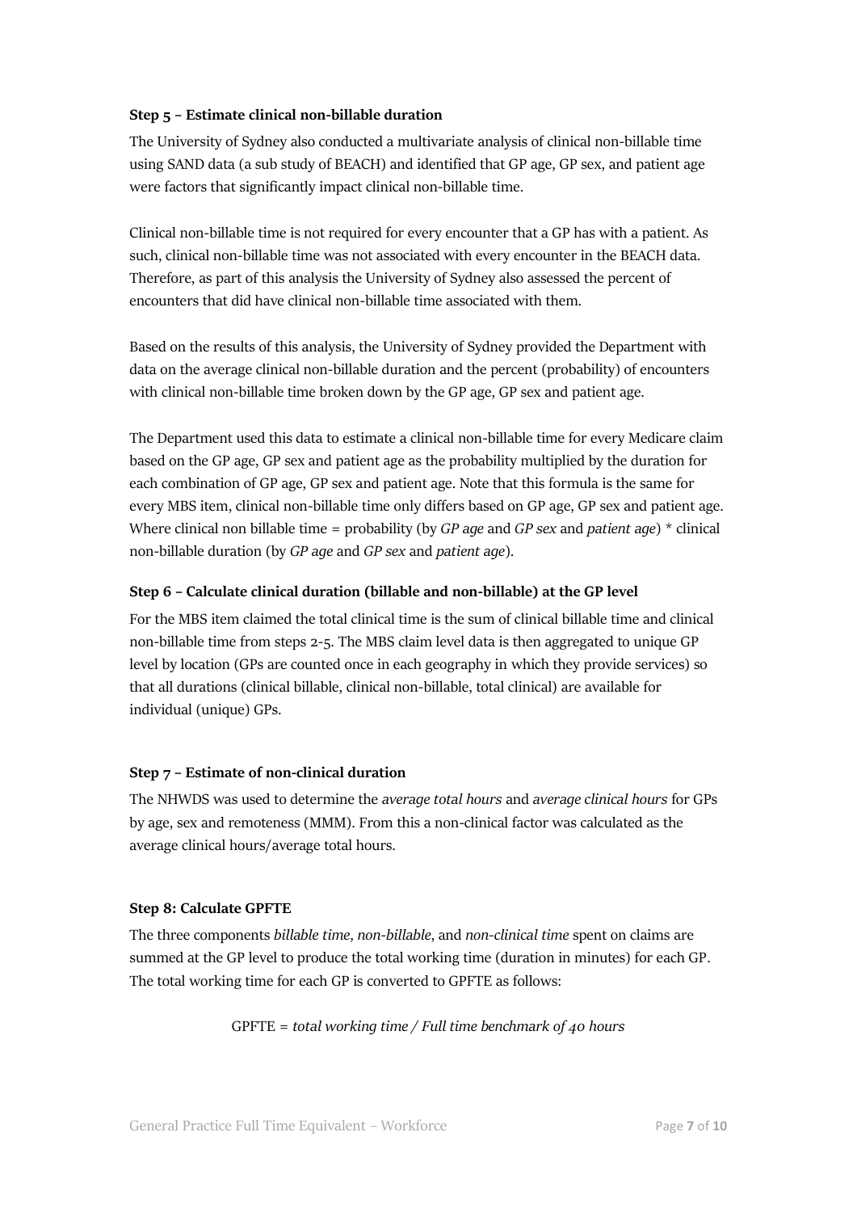**Step 5 – Estimate clinical non-billable duration**

The University of Sydney also conducted a multivariate analysis of clinical non-billable time using SAND data (a sub study of BEACH) and identified that GP age, GP sex, and patient age were factors that significantly impact clinical non-billable time.

Clinical non-billable time is not required for every encounter that a GP has with a patient. As such, clinical non-billable time was not associated with every encounter in the BEACH data. Therefore, as part of this analysis the University of Sydney also assessed the percent of encounters that did have clinical non-billable time associated with them.

Based on the results of this analysis, the University of Sydney provided the Department with data on the average clinical non-billable duration and the percent (probability) of encounters with clinical non-billable time broken down by the GP age, GP sex and patient age.

The Department used this data to estimate a clinical non-billable time for every Medicare claim based on the GP age, GP sex and patient age as the probability multiplied by the duration for each combination of GP age, GP sex and patient age. Note that this formula is the same for every MBS item, clinical non-billable time only differs based on GP age, GP sex and patient age. Where clinical non billable time = probability (by *GP age* and *GP sex* and *patient age*) * clinical non-billable duration (by *GP age* and *GP sex* and *patient age*).

**Step 6 – Calculate clinical duration (billable and non-billable) at the GP level**

For the MBS item claimed the total clinical time is the sum of clinical billable time and clinical non-billable time from steps 2-5. The MBS claim level data is then aggregated to unique GP level by location (GPs are counted once in each geography in which they provide services) so that all durations (clinical billable, clinical non-billable, total clinical) are available for individual (unique) GPs.

**Step 7 – Estimate of non-clinical duration**

The NHWDS was used to determine the *average total hours* and *average clinical hours* for GPs by age, sex and remoteness (MMM). From this a non-clinical factor was calculated as the average clinical hours/average total hours.

**Step 8: Calculate GPFTE**

The three components *billable time*, *non-billable*, and *non-clinical time* spent on claims are summed at the GP level to produce the total working time (duration in minutes) for each GP. The total working time for each GP is converted to GPFTE as follows:

GPFTE = *total working time / Full time benchmark of 40 hours*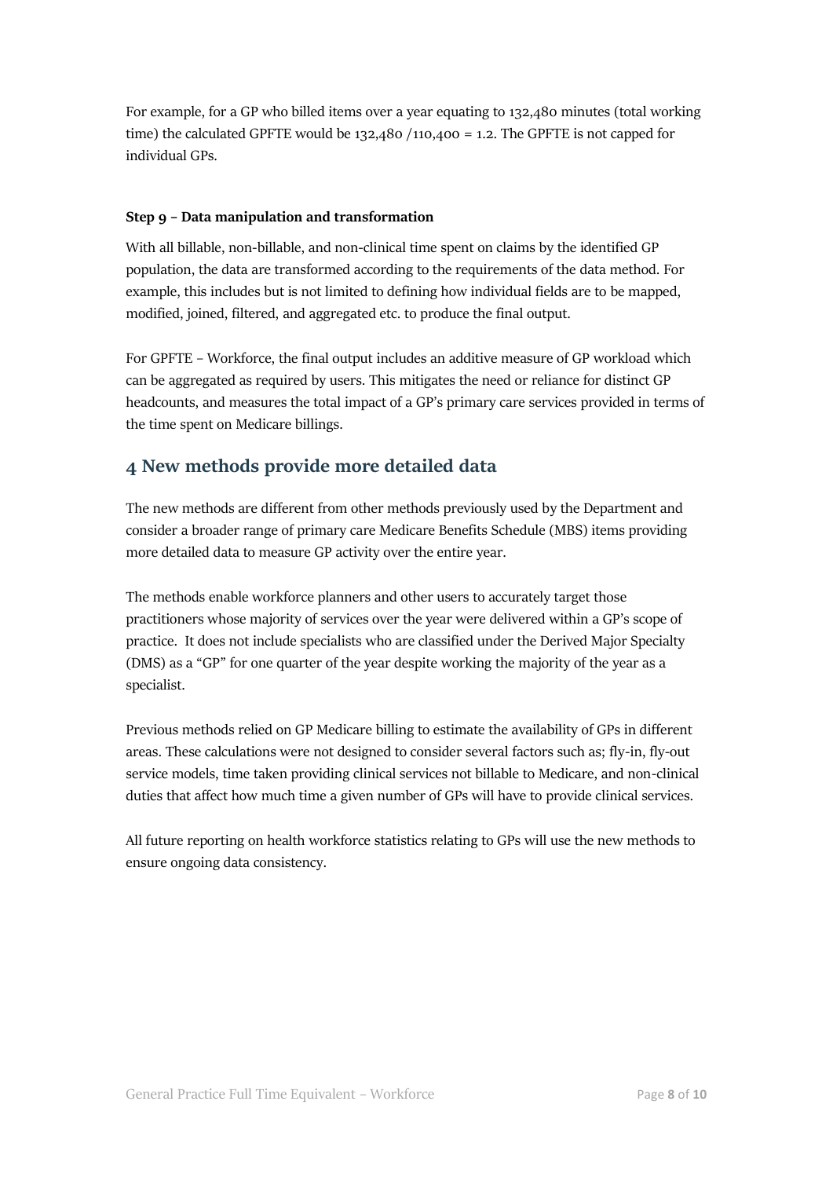For example, for a GP who billed items over a year equating to 132,480 minutes (total working time) the calculated GPFTE would be 132,480 /110,400 = 1.2. The GPFTE is not capped for individual GPs.

**Step 9 – Data manipulation and transformation**

With all billable, non-billable, and non-clinical time spent on claims by the identified GP population, the data are transformed according to the requirements of the data method. For example, this includes but is not limited to defining how individual fields are to be mapped, modified, joined, filtered, and aggregated etc. to produce the final output.

For GPFTE – Workforce, the final output includes an additive measure of GP workload which can be aggregated as required by users. This mitigates the need or reliance for distinct GP headcounts, and measures the total impact of a GP's primary care services provided in terms of the time spent on Medicare billings.

## 4 New methods provide more detailed data

The new methods are different from other methods previously used by the Department and consider a broader range of primary care Medicare Benefits Schedule (MBS) items providing more detailed data to measure GP activity over the entire year.

The methods enable workforce planners and other users to accurately target those practitioners whose majority of services over the year were delivered within a GP's scope of practice. It does not include specialists who are classified under the Derived Major Specialty (DMS) as a "GP" for one quarter of the year despite working the majority of the year as a specialist.

Previous methods relied on GP Medicare billing to estimate the availability of GPs in different areas. These calculations were not designed to consider several factors such as; fly-in, fly-out service models, time taken providing clinical services not billable to Medicare, and non-clinical duties that affect how much time a given number of GPs will have to provide clinical services.

All future reporting on health workforce statistics relating to GPs will use the new methods to ensure ongoing data consistency.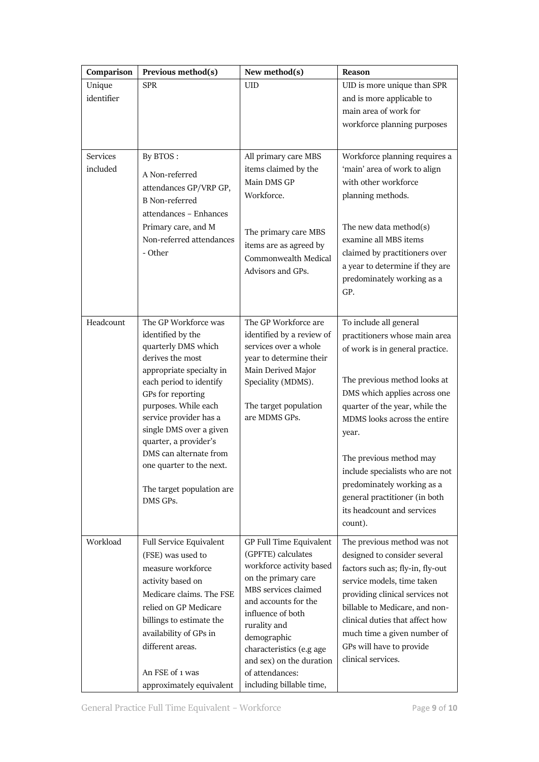| Comparison | Previous method(s) | New method(s) | Reason |
|---|---|---|---|
| Unique identifier | SPR | UID | UID is more unique than SPR and is more applicable to main area of work for workforce planning purposes |
| Services included | By BTOS :<br>A Non-referred attendances GP/VRP GP, B Non-referred attendances – Enhances Primary care, and M Non-referred attendances - Other | All primary care MBS items claimed by the Main DMS GP Workforce.<br><br>The primary care MBS items are as agreed by Commonwealth Medical Advisors and GPs. | Workforce planning requires a 'main' area of work to align with other workforce planning methods.<br><br>The new data method(s) examine all MBS items claimed by practitioners over a year to determine if they are predominately working as a GP. |
| Headcount | The GP Workforce was identified by the quarterly DMS which derives the most appropriate specialty in each period to identify GPs for reporting purposes. While each service provider has a single DMS over a given quarter, a provider's DMS can alternate from one quarter to the next.<br><br>The target population are DMS GPs. | The GP Workforce are identified by a review of services over a whole year to determine their Main Derived Major Speciality (MDMS).<br><br>The target population are MDMS GPs. | To include all general practitioners whose main area of work is in general practice.<br><br>The previous method looks at DMS which applies across one quarter of the year, while the MDMS looks across the entire year.<br><br>The previous method may include specialists who are not predominately working as a general practitioner (in both its headcount and services count). |
| Workload | Full Service Equivalent (FSE) was used to measure workforce activity based on Medicare claims. The FSE relied on GP Medicare billings to estimate the availability of GPs in different areas.<br><br>An FSE of 1 was approximately equivalent | GP Full Time Equivalent (GPFTE) calculates workforce activity based on the primary care MBS services claimed and accounts for the influence of both rurality and demographic characteristics (e.g age and sex) on the duration of attendances: including billable time, | The previous method was not designed to consider several factors such as; fly-in, fly-out service models, time taken providing clinical services not billable to Medicare, and non-clinical duties that affect how much time a given number of GPs will have to provide clinical services. |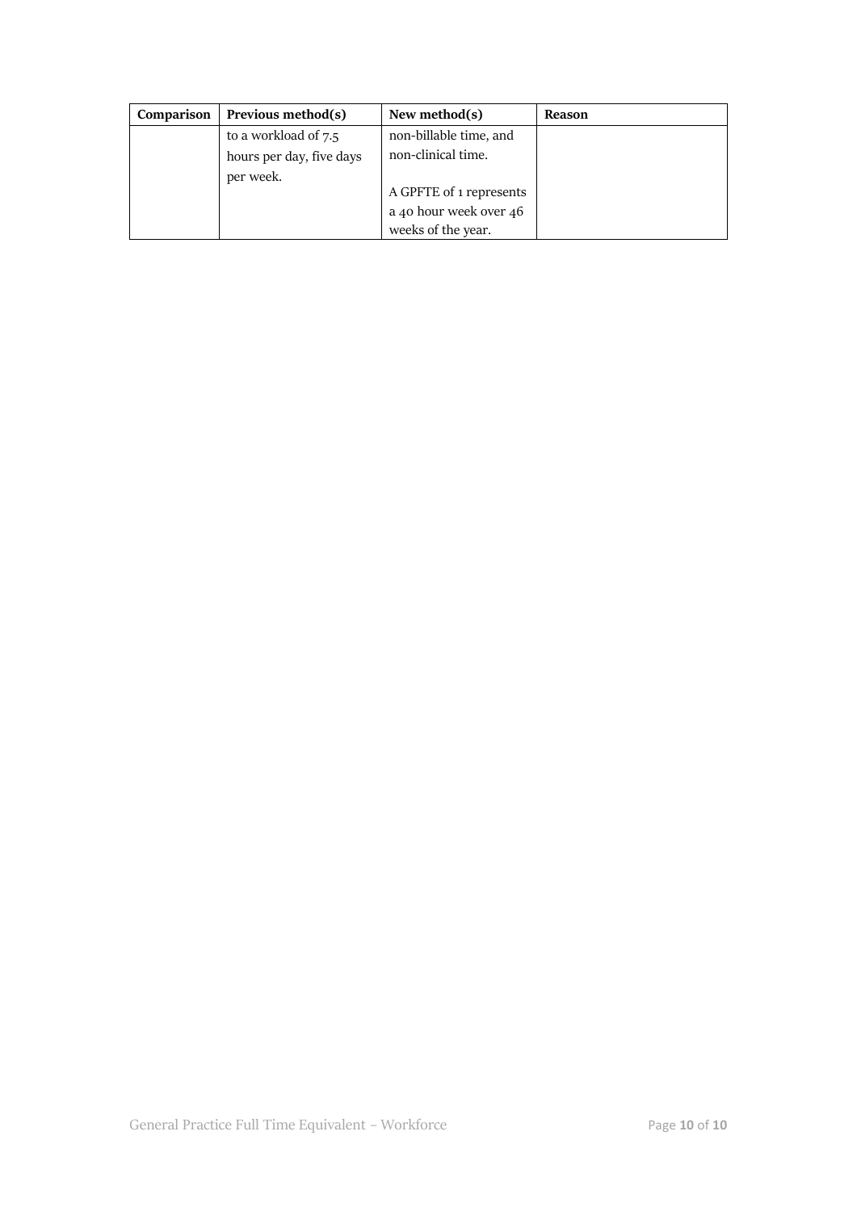| Comparison | Previous method(s) | New method(s) | Reason |
|---|---|---|---|
| | to a workload of 7.5 hours per day, five days per week. | non-billable time, and non-clinical time.<br><br>A GPFTE of 1 represents a 40 hour week over 46 weeks of the year. | |